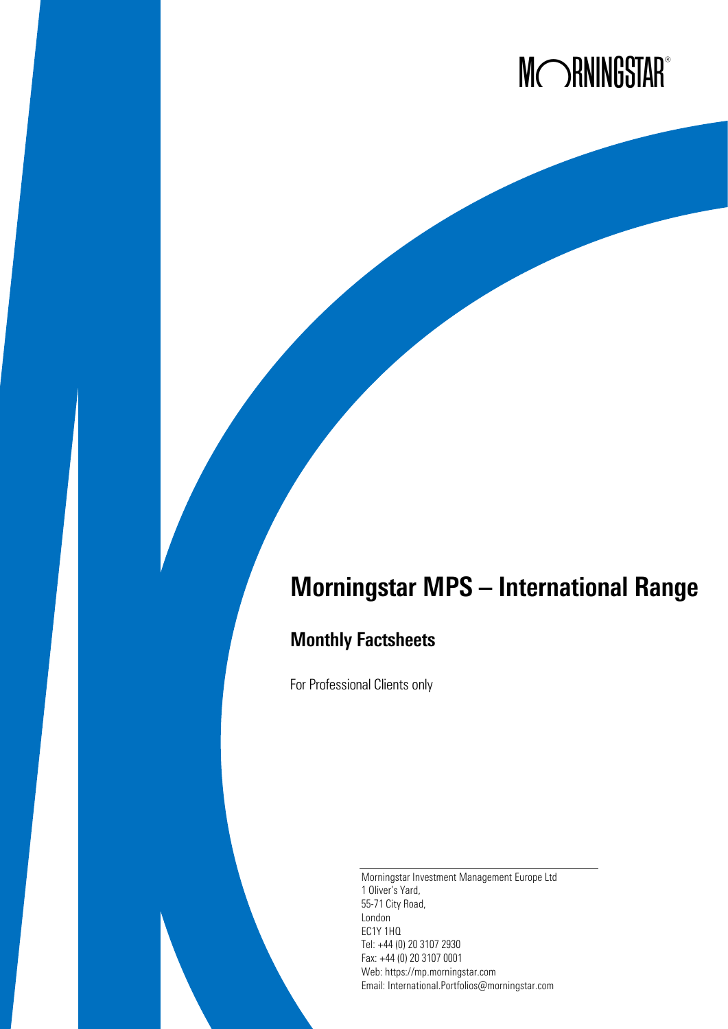MORNINGSTAR®

# Morningstar MPS – International Range

## Monthly Factsheets

For Professional Clients only

Morningstar Investment Management Europe Ltd
1 Oliver's Yard,
55-71 City Road,
London
EC1Y 1HQ
Tel: +44 (0) 20 3107 2930
Fax: +44 (0) 20 3107 0001
Web: https://mp.morningstar.com
Email: International.Portfolios@morningstar.com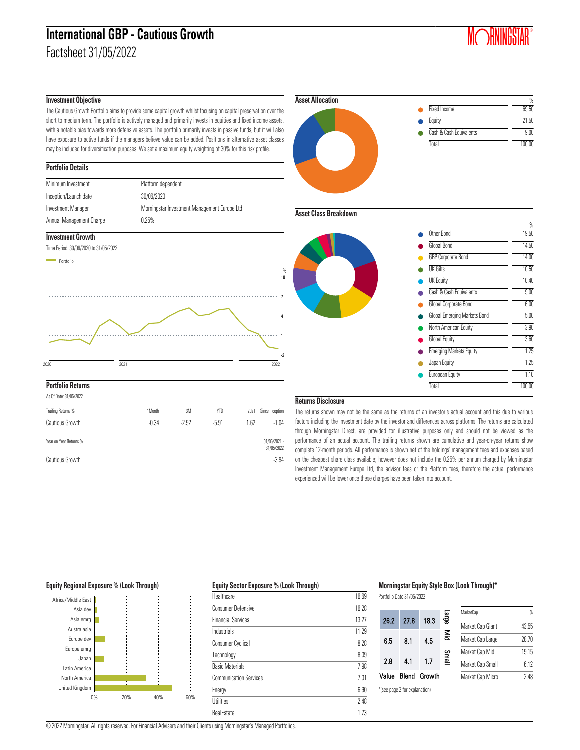# International GBP - Cautious Growth

Factsheet 31/05/2022

## Investment Objective

The Cautious Growth Portfolio aims to provide some capital growth whilst focusing on capital preservation over the short to medium term. The portfolio is actively managed and primarily invests in equities and fixed income assets, with a notable bias towards more defensive assets. The portfolio primarily invests in passive funds, but it will also have exposure to active funds if the managers believe value can be added. Positions in alternative asset classes may be included for diversification purposes. We set a maximum equity weighting of 30% for this risk profile.

## Portfolio Details

| | |
|---|---|
| Minimum Investment | Platform dependent |
| Inception/Launch date | 30/06/2020 |
| Investment Manager | Morningstar Investment Management Europe Ltd |
| Annual Management Charge | 0.25% |

## Investment Growth

Time Period: 30/06/2020 to 31/05/2022

## Portfolio Returns

As Of Date: 31/05/2022

| Trailing Returns % | 1Month | 3M | YTD | 2021 | Since Inception |
|---|---|---|---|---|---|
| Cautious Growth | -0.34 | -2.92 | -5.91 | 1.62 | -1.04 |

| Year on Year Returns % | 01/06/2021 - 31/05/2022 |
|---|---|
| Cautious Growth | -3.94 |

## Asset Allocation

| | % |
|---|---|
| Fixed Income | 69.50 |
| Equity | 21.50 |
| Cash & Cash Equivalents | 9.00 |
| Total | 100.00 |

## Asset Class Breakdown

| | % |
|---|---|
| Other Bond | 19.50 |
| Global Bond | 14.50 |
| GBP Corporate Bond | 14.00 |
| UK Gilts | 10.50 |
| UK Equity | 10.40 |
| Cash & Cash Equivalents | 9.00 |
| Global Corporate Bond | 6.00 |
| Global Emerging Markets Bond | 5.00 |
| North American Equity | 3.90 |
| Global Equity | 3.60 |
| Emerging Markets Equity | 1.25 |
| Japan Equity | 1.25 |
| European Equity | 1.10 |
| Total | 100.00 |

## Returns Disclosure

The returns shown may not be the same as the returns of an investor's actual account and this due to various factors including the investment date by the investor and differences across platforms. The returns are calculated through Morningstar Direct, are provided for illustrative purposes only and should not be viewed as the performance of an actual account. The trailing returns shown are cumulative and year-on-year returns show complete 12-month periods. All performance is shown net of the holdings' management fees and expenses based on the cheapest share class available; however does not include the 0.25% per annum charged by Morningstar Investment Management Europe Ltd, the advisor fees or the Platform fees, therefore the actual performance experienced will be lower once these charges have been taken into account.

## Equity Regional Exposure % (Look Through)

Africa/Middle East, Asia dev, Asia emrg, Australasia, Europe dev, Europe emrg, Japan, Latin America, North America, United Kingdom

## Equity Sector Exposure % (Look Through)

| | |
|---|---|
| Healthcare | 16.69 |
| Consumer Defensive | 16.28 |
| Financial Services | 13.27 |
| Industrials | 11.29 |
| Consumer Cyclical | 8.28 |
| Technology | 8.09 |
| Basic Materials | 7.98 |
| Communication Services | 7.01 |
| Energy | 6.90 |
| Utilities | 2.48 |
| RealEstate | 1.73 |

## Morningstar Equity Style Box (Look Through)*

Portfolio Date:31/05/2022

| | Value | Blend | Growth |
|---|---|---|---|
| Large | 26.2 | 27.8 | 18.3 |
| Mid | 6.5 | 8.1 | 4.5 |
| Small | 2.8 | 4.1 | 1.7 |

*(see page 2 for explanation)

| MarketCap | % |
|---|---|
| Market Cap Giant | 43.55 |
| Market Cap Large | 28.70 |
| Market Cap Mid | 19.15 |
| Market Cap Small | 6.12 |
| Market Cap Micro | 2.48 |

© 2022 Morningstar. All rights reserved. For Financial Advisers and their Clients using Morningstar's Managed Portfolios.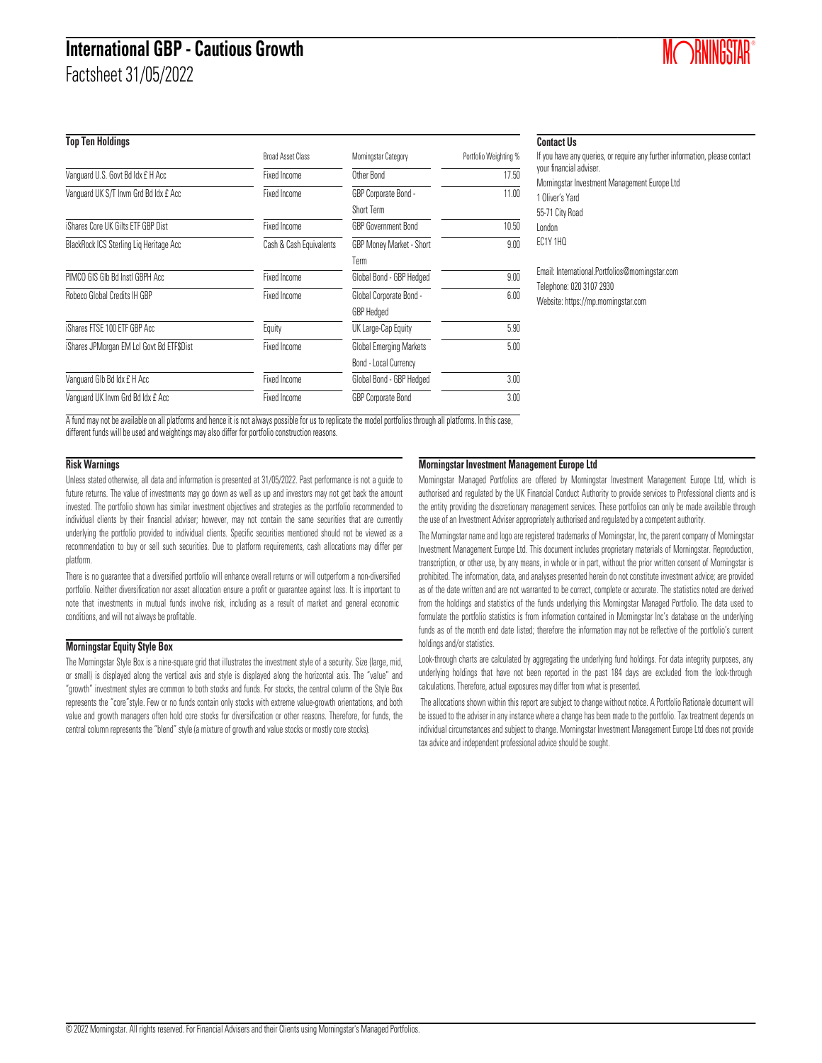# International GBP - Cautious Growth

Factsheet 31/05/2022

## Top Ten Holdings

| | Broad Asset Class | Morningstar Category | Portfolio Weighting % |
|---|---|---|---|
| Vanguard U.S. Govt Bd Idx £ H Acc | Fixed Income | Other Bond | 17.50 |
| Vanguard UK S/T Invm Grd Bd Idx £ Acc | Fixed Income | GBP Corporate Bond - Short Term | 11.00 |
| iShares Core UK Gilts ETF GBP Dist | Fixed Income | GBP Government Bond | 10.50 |
| BlackRock ICS Sterling Liq Heritage Acc | Cash & Cash Equivalents | GBP Money Market - Short Term | 9.00 |
| PIMCO GIS Glb Bd Instl GBPH Acc | Fixed Income | Global Bond - GBP Hedged | 9.00 |
| Robeco Global Credits IH GBP | Fixed Income | Global Corporate Bond - GBP Hedged | 6.00 |
| iShares FTSE 100 ETF GBP Acc | Equity | UK Large-Cap Equity | 5.90 |
| iShares JPMorgan EM Lcl Govt Bd ETF$Dist | Fixed Income | Global Emerging Markets Bond - Local Currency | 5.00 |
| Vanguard Glb Bd Idx £ H Acc | Fixed Income | Global Bond - GBP Hedged | 3.00 |
| Vanguard UK Invm Grd Bd Idx £ Acc | Fixed Income | GBP Corporate Bond | 3.00 |

A fund may not be available on all platforms and hence it is not always possible for us to replicate the model portfolios through all platforms. In this case, different funds will be used and weightings may also differ for portfolio construction reasons.

## Contact Us

If you have any queries, or require any further information, please contact your financial adviser.

Morningstar Investment Management Europe Ltd
1 Oliver's Yard
55-71 City Road
London
EC1Y 1HQ

Email: International.Portfolios@morningstar.com
Telephone: 020 3107 2930
Website: https://mp.morningstar.com

## Risk Warnings

Unless stated otherwise, all data and information is presented at 31/05/2022. Past performance is not a guide to future returns. The value of investments may go down as well as up and investors may not get back the amount invested. The portfolio shown has similar investment objectives and strategies as the portfolio recommended to individual clients by their financial adviser; however, may not contain the same securities that are currently underlying the portfolio provided to individual clients. Specific securities mentioned should not be viewed as a recommendation to buy or sell such securities. Due to platform requirements, cash allocations may differ per platform.

There is no guarantee that a diversified portfolio will enhance overall returns or will outperform a non-diversified portfolio. Neither diversification nor asset allocation ensure a profit or guarantee against loss. It is important to note that investments in mutual funds involve risk, including as a result of market and general economic conditions, and will not always be profitable.

## Morningstar Equity Style Box

The Morningstar Style Box is a nine-square grid that illustrates the investment style of a security. Size (large, mid, or small) is displayed along the vertical axis and style is displayed along the horizontal axis. The "value" and "growth" investment styles are common to both stocks and funds. For stocks, the central column of the Style Box represents the "core"style. Few or no funds contain only stocks with extreme value-growth orientations, and both value and growth managers often hold core stocks for diversification or other reasons. Therefore, for funds, the central column represents the "blend" style (a mixture of growth and value stocks or mostly core stocks).

## Morningstar Investment Management Europe Ltd

Morningstar Managed Portfolios are offered by Morningstar Investment Management Europe Ltd, which is authorised and regulated by the UK Financial Conduct Authority to provide services to Professional clients and is the entity providing the discretionary management services. These portfolios can only be made available through the use of an Investment Adviser appropriately authorised and regulated by a competent authority.

The Morningstar name and logo are registered trademarks of Morningstar, Inc, the parent company of Morningstar Investment Management Europe Ltd. This document includes proprietary materials of Morningstar. Reproduction, transcription, or other use, by any means, in whole or in part, without the prior written consent of Morningstar is prohibited. The information, data, and analyses presented herein do not constitute investment advice; are provided as of the date written and are not warranted to be correct, complete or accurate. The statistics noted are derived from the holdings and statistics of the funds underlying this Morningstar Managed Portfolio. The data used to formulate the portfolio statistics is from information contained in Morningstar Inc's database on the underlying funds as of the month end date listed; therefore the information may not be reflective of the portfolio's current holdings and/or statistics.

Look-through charts are calculated by aggregating the underlying fund holdings. For data integrity purposes, any underlying holdings that have not been reported in the past 184 days are excluded from the look-through calculations. Therefore, actual exposures may differ from what is presented.

The allocations shown within this report are subject to change without notice. A Portfolio Rationale document will be issued to the adviser in any instance where a change has been made to the portfolio. Tax treatment depends on individual circumstances and subject to change. Morningstar Investment Management Europe Ltd does not provide tax advice and independent professional advice should be sought.

© 2022 Morningstar. All rights reserved. For Financial Advisers and their Clients using Morningstar's Managed Portfolios.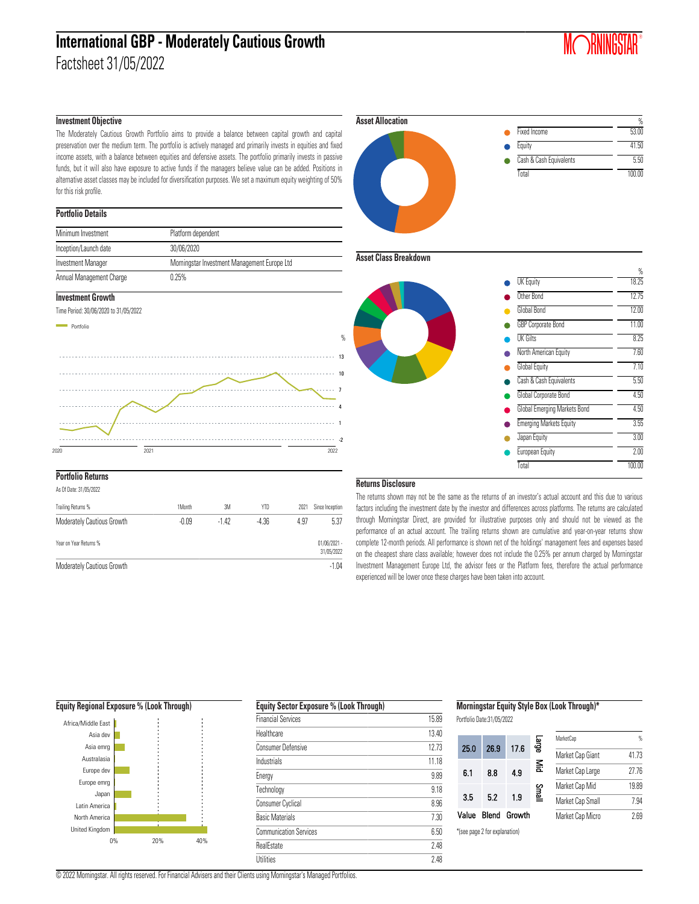# International GBP - Moderately Cautious Growth

Factsheet 31/05/2022

## Investment Objective

The Moderately Cautious Growth Portfolio aims to provide a balance between capital growth and capital preservation over the medium term. The portfolio is actively managed and primarily invests in equities and fixed income assets, with a balance between equities and defensive assets. The portfolio primarily invests in passive funds, but it will also have exposure to active funds if the managers believe value can be added. Positions in alternative asset classes may be included for diversification purposes. We set a maximum equity weighting of 50% for this risk profile.

## Portfolio Details

| | |
|---|---|
| Minimum Investment | Platform dependent |
| Inception/Launch date | 30/06/2020 |
| Investment Manager | Morningstar Investment Management Europe Ltd |
| Annual Management Charge | 0.25% |

## Investment Growth

Time Period: 30/06/2020 to 31/05/2022

## Portfolio Returns

As Of Date: 31/05/2022

| Trailing Returns % | 1Month | 3M | YTD | 2021 | Since Inception |
|---|---|---|---|---|---|
| Moderately Cautious Growth | -0.09 | -1.42 | -4.36 | 4.97 | 5.37 |

| Year on Year Returns % | 01/06/2021 - 31/05/2022 |
|---|---|
| Moderately Cautious Growth | -1.04 |

## Asset Allocation

| | % |
|---|---|
| Fixed Income | 53.00 |
| Equity | 41.50 |
| Cash & Cash Equivalents | 5.50 |
| Total | 100.00 |

## Asset Class Breakdown

| | % |
|---|---|
| UK Equity | 18.25 |
| Other Bond | 12.75 |
| Global Bond | 12.00 |
| GBP Corporate Bond | 11.00 |
| UK Gilts | 8.25 |
| North American Equity | 7.60 |
| Global Equity | 7.10 |
| Cash & Cash Equivalents | 5.50 |
| Global Corporate Bond | 4.50 |
| Global Emerging Markets Bond | 4.50 |
| Emerging Markets Equity | 3.55 |
| Japan Equity | 3.00 |
| European Equity | 2.00 |
| Total | 100.00 |

## Returns Disclosure

The returns shown may not be the same as the returns of an investor's actual account and this due to various factors including the investment date by the investor and differences across platforms. The returns are calculated through Morningstar Direct, are provided for illustrative purposes only and should not be viewed as the performance of an actual account. The trailing returns shown are cumulative and year-on-year returns show complete 12-month periods. All performance is shown net of the holdings' management fees and expenses based on the cheapest share class available; however does not include the 0.25% per annum charged by Morningstar Investment Management Europe Ltd, the advisor fees or the Platform fees, therefore the actual performance experienced will be lower once these charges have been taken into account.

## Equity Regional Exposure % (Look Through)

Africa/Middle East, Asia dev, Asia emrg, Australasia, Europe dev, Europe emrg, Japan, Latin America, North America, United Kingdom

## Equity Sector Exposure % (Look Through)

| | |
|---|---|
| Financial Services | 15.89 |
| Healthcare | 13.40 |
| Consumer Defensive | 12.73 |
| Industrials | 11.18 |
| Energy | 9.89 |
| Technology | 9.18 |
| Consumer Cyclical | 8.96 |
| Basic Materials | 7.30 |
| Communication Services | 6.50 |
| RealEstate | 2.48 |
| Utilities | 2.48 |

## Morningstar Equity Style Box (Look Through)*

Portfolio Date:31/05/2022

| | Value | Blend | Growth |
|---|---|---|---|
| Large | 25.0 | 26.9 | 17.6 |
| Mid | 6.1 | 8.8 | 4.9 |
| Small | 3.5 | 5.2 | 1.9 |

| MarketCap | % |
|---|---|
| Market Cap Giant | 41.73 |
| Market Cap Large | 27.76 |
| Market Cap Mid | 19.89 |
| Market Cap Small | 7.94 |
| Market Cap Micro | 2.69 |

*(see page 2 for explanation)

© 2022 Morningstar. All rights reserved. For Financial Advisers and their Clients using Morningstar's Managed Portfolios.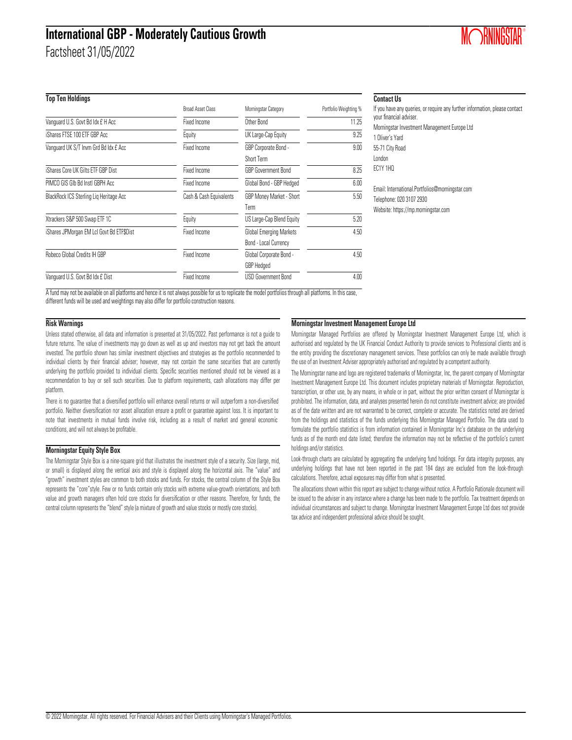# International GBP - Moderately Cautious Growth

Factsheet 31/05/2022

## Top Ten Holdings

| | Broad Asset Class | Morningstar Category | Portfolio Weighting % |
|---|---|---|---|
| Vanguard U.S. Govt Bd Idx £ H Acc | Fixed Income | Other Bond | 11.25 |
| iShares FTSE 100 ETF GBP Acc | Equity | UK Large-Cap Equity | 9.25 |
| Vanguard UK S/T Invm Grd Bd Idx £ Acc | Fixed Income | GBP Corporate Bond - Short Term | 9.00 |
| iShares Core UK Gilts ETF GBP Dist | Fixed Income | GBP Government Bond | 8.25 |
| PIMCO GIS Glb Bd Instl GBPH Acc | Fixed Income | Global Bond - GBP Hedged | 6.00 |
| BlackRock ICS Sterling Liq Heritage Acc | Cash & Cash Equivalents | GBP Money Market - Short Term | 5.50 |
| Xtrackers S&P 500 Swap ETF 1C | Equity | US Large-Cap Blend Equity | 5.20 |
| iShares JPMorgan EM Lcl Govt Bd ETF$Dist | Fixed Income | Global Emerging Markets Bond - Local Currency | 4.50 |
| Robeco Global Credits IH GBP | Fixed Income | Global Corporate Bond - GBP Hedged | 4.50 |
| Vanguard U.S. Govt Bd Idx £ Dist | Fixed Income | USD Government Bond | 4.00 |

A fund may not be available on all platforms and hence it is not always possible for us to replicate the model portfolios through all platforms. In this case, different funds will be used and weightings may also differ for portfolio construction reasons.

## Contact Us

If you have any queries, or require any further information, please contact your financial adviser.

Morningstar Investment Management Europe Ltd
1 Oliver's Yard
55-71 City Road
London
EC1Y 1HQ

Email: International.Portfolios@morningstar.com
Telephone: 020 3107 2930
Website: https://mp.morningstar.com

## Risk Warnings

Unless stated otherwise, all data and information is presented at 31/05/2022. Past performance is not a guide to future returns. The value of investments may go down as well as up and investors may not get back the amount invested. The portfolio shown has similar investment objectives and strategies as the portfolio recommended to individual clients by their financial adviser; however, may not contain the same securities that are currently underlying the portfolio provided to individual clients. Specific securities mentioned should not be viewed as a recommendation to buy or sell such securities. Due to platform requirements, cash allocations may differ per platform.

There is no guarantee that a diversified portfolio will enhance overall returns or will outperform a non-diversified portfolio. Neither diversification nor asset allocation ensure a profit or guarantee against loss. It is important to note that investments in mutual funds involve risk, including as a result of market and general economic conditions, and will not always be profitable.

## Morningstar Equity Style Box

The Morningstar Style Box is a nine-square grid that illustrates the investment style of a security. Size (large, mid, or small) is displayed along the vertical axis and style is displayed along the horizontal axis. The "value" and "growth" investment styles are common to both stocks and funds. For stocks, the central column of the Style Box represents the "core"style. Few or no funds contain only stocks with extreme value-growth orientations, and both value and growth managers often hold core stocks for diversification or other reasons. Therefore, for funds, the central column represents the "blend" style (a mixture of growth and value stocks or mostly core stocks).

## Morningstar Investment Management Europe Ltd

Morningstar Managed Portfolios are offered by Morningstar Investment Management Europe Ltd, which is authorised and regulated by the UK Financial Conduct Authority to provide services to Professional clients and is the entity providing the discretionary management services. These portfolios can only be made available through the use of an Investment Adviser appropriately authorised and regulated by a competent authority.

The Morningstar name and logo are registered trademarks of Morningstar, Inc, the parent company of Morningstar Investment Management Europe Ltd. This document includes proprietary materials of Morningstar. Reproduction, transcription, or other use, by any means, in whole or in part, without the prior written consent of Morningstar is prohibited. The information, data, and analyses presented herein do not constitute investment advice; are provided as of the date written and are not warranted to be correct, complete or accurate. The statistics noted are derived from the holdings and statistics of the funds underlying this Morningstar Managed Portfolio. The data used to formulate the portfolio statistics is from information contained in Morningstar Inc's database on the underlying funds as of the month end date listed; therefore the information may not be reflective of the portfolio's current holdings and/or statistics.

Look-through charts are calculated by aggregating the underlying fund holdings. For data integrity purposes, any underlying holdings that have not been reported in the past 184 days are excluded from the look-through calculations. Therefore, actual exposures may differ from what is presented.

The allocations shown within this report are subject to change without notice. A Portfolio Rationale document will be issued to the adviser in any instance where a change has been made to the portfolio. Tax treatment depends on individual circumstances and subject to change. Morningstar Investment Management Europe Ltd does not provide tax advice and independent professional advice should be sought.

© 2022 Morningstar. All rights reserved. For Financial Advisers and their Clients using Morningstar's Managed Portfolios.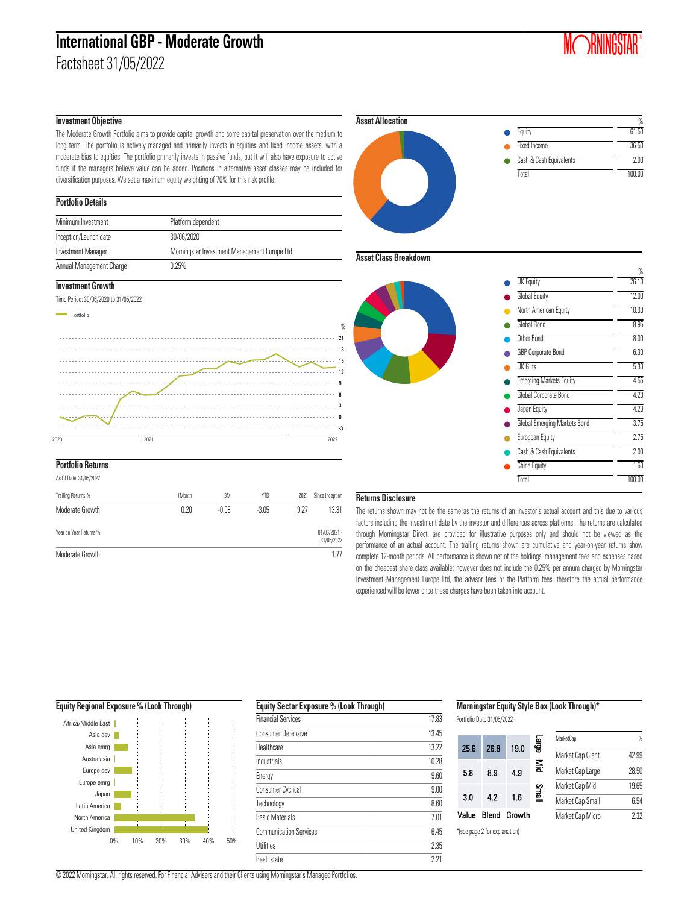# International GBP - Moderate Growth

Factsheet 31/05/2022

## Investment Objective

The Moderate Growth Portfolio aims to provide capital growth and some capital preservation over the medium to long term. The portfolio is actively managed and primarily invests in equities and fixed income assets, with a moderate bias to equities. The portfolio primarily invests in passive funds, but it will also have exposure to active funds if the managers believe value can be added. Positions in alternative asset classes may be included for diversification purposes. We set a maximum equity weighting of 70% for this risk profile.

## Portfolio Details

| | |
|---|---|
| Minimum Investment | Platform dependent |
| Inception/Launch date | 30/06/2020 |
| Investment Manager | Morningstar Investment Management Europe Ltd |
| Annual Management Charge | 0.25% |

## Investment Growth

Time Period: 30/06/2020 to 31/05/2022

## Portfolio Returns

As Of Date: 31/05/2022

| Trailing Returns % | 1Month | 3M | YTD | 2021 | Since Inception |
|---|---|---|---|---|---|
| Moderate Growth | 0.20 | -0.08 | -3.05 | 9.27 | 13.31 |

| Year on Year Returns % | 01/06/2021 - 31/05/2022 |
|---|---|
| Moderate Growth | 1.77 |

## Asset Allocation

| | % |
|---|---|
| Equity | 61.50 |
| Fixed Income | 36.50 |
| Cash & Cash Equivalents | 2.00 |
| Total | 100.00 |

## Asset Class Breakdown

| | % |
|---|---|
| UK Equity | 26.10 |
| Global Equity | 12.00 |
| North American Equity | 10.30 |
| Global Bond | 8.95 |
| Other Bond | 8.00 |
| GBP Corporate Bond | 6.30 |
| UK Gilts | 5.30 |
| Emerging Markets Equity | 4.55 |
| Global Corporate Bond | 4.20 |
| Japan Equity | 4.20 |
| Global Emerging Markets Bond | 3.75 |
| European Equity | 2.75 |
| Cash & Cash Equivalents | 2.00 |
| China Equity | 1.60 |
| Total | 100.00 |

## Returns Disclosure

The returns shown may not be the same as the returns of an investor's actual account and this due to various factors including the investment date by the investor and differences across platforms. The returns are calculated through Morningstar Direct, are provided for illustrative purposes only and should not be viewed as the performance of an actual account. The trailing returns shown are cumulative and year-on-year returns show complete 12-month periods. All performance is shown net of the holdings' management fees and expenses based on the cheapest share class available; however does not include the 0.25% per annum charged by Morningstar Investment Management Europe Ltd, the advisor fees or the Platform fees, therefore the actual performance experienced will be lower once these charges have been taken into account.

## Equity Regional Exposure % (Look Through)

Africa/Middle East, Asia dev, Asia emrg, Australasia, Europe dev, Europe emrg, Japan, Latin America, North America, United Kingdom

## Equity Sector Exposure % (Look Through)

| | |
|---|---|
| Financial Services | 17.83 |
| Consumer Defensive | 13.45 |
| Healthcare | 13.22 |
| Industrials | 10.28 |
| Energy | 9.60 |
| Consumer Cyclical | 9.00 |
| Technology | 8.60 |
| Basic Materials | 7.01 |
| Communication Services | 6.45 |
| Utilities | 2.35 |
| RealEstate | 2.21 |

## Morningstar Equity Style Box (Look Through)*

Portfolio Date:31/05/2022

| | Value | Blend | Growth |
|---|---|---|---|
| Large | 25.6 | 26.8 | 19.0 |
| Mid | 5.8 | 8.9 | 4.9 |
| Small | 3.0 | 4.2 | 1.6 |

| MarketCap | % |
|---|---|
| Market Cap Giant | 42.99 |
| Market Cap Large | 28.50 |
| Market Cap Mid | 19.65 |
| Market Cap Small | 6.54 |
| Market Cap Micro | 2.32 |

*(see page 2 for explanation)

© 2022 Morningstar. All rights reserved. For Financial Advisers and their Clients using Morningstar's Managed Portfolios.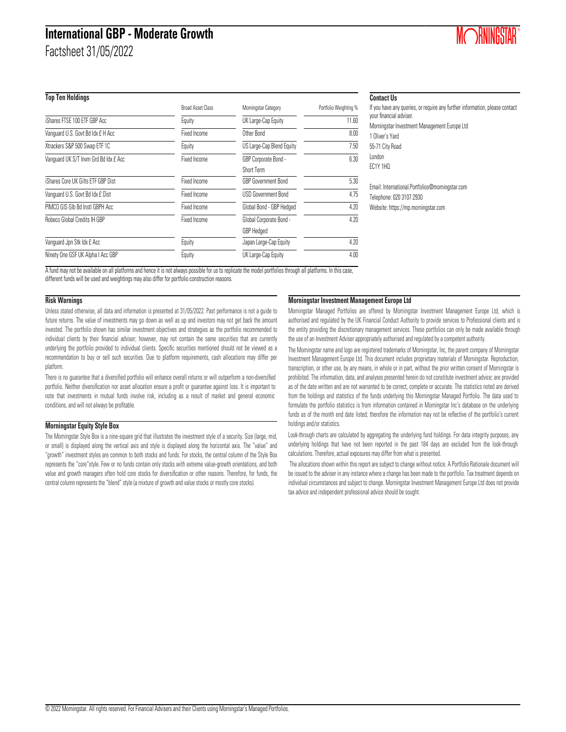# International GBP - Moderate Growth

Factsheet 31/05/2022

## Top Ten Holdings

| | Broad Asset Class | Morningstar Category | Portfolio Weighting % |
|---|---|---|---|
| iShares FTSE 100 ETF GBP Acc | Equity | UK Large-Cap Equity | 11.60 |
| Vanguard U.S. Govt Bd Idx £ H Acc | Fixed Income | Other Bond | 8.00 |
| Xtrackers S&P 500 Swap ETF 1C | Equity | US Large-Cap Blend Equity | 7.50 |
| Vanguard UK S/T Invm Grd Bd Idx £ Acc | Fixed Income | GBP Corporate Bond - Short Term | 6.30 |
| iShares Core UK Gilts ETF GBP Dist | Fixed Income | GBP Government Bond | 5.30 |
| Vanguard U.S. Govt Bd Idx £ Dist | Fixed Income | USD Government Bond | 4.75 |
| PIMCO GIS Glb Bd Instl GBPH Acc | Fixed Income | Global Bond - GBP Hedged | 4.20 |
| Robeco Global Credits IH GBP | Fixed Income | Global Corporate Bond - GBP Hedged | 4.20 |
| Vanguard Jpn Stk Idx £ Acc | Equity | Japan Large-Cap Equity | 4.20 |
| Ninety One GSF UK Alpha I Acc GBP | Equity | UK Large-Cap Equity | 4.00 |

A fund may not be available on all platforms and hence it is not always possible for us to replicate the model portfolios through all platforms. In this case, different funds will be used and weightings may also differ for portfolio construction reasons.

## Contact Us

If you have any queries, or require any further information, please contact your financial adviser.

Morningstar Investment Management Europe Ltd
1 Oliver's Yard
55-71 City Road
London
EC1Y 1HQ

Email: International.Portfolios@morningstar.com
Telephone: 020 3107 2930
Website: https://mp.morningstar.com

## Risk Warnings

Unless stated otherwise, all data and information is presented at 31/05/2022. Past performance is not a guide to future returns. The value of investments may go down as well as up and investors may not get back the amount invested. The portfolio shown has similar investment objectives and strategies as the portfolio recommended to individual clients by their financial adviser; however, may not contain the same securities that are currently underlying the portfolio provided to individual clients. Specific securities mentioned should not be viewed as a recommendation to buy or sell such securities. Due to platform requirements, cash allocations may differ per platform.

There is no guarantee that a diversified portfolio will enhance overall returns or will outperform a non-diversified portfolio. Neither diversification nor asset allocation ensure a profit or guarantee against loss. It is important to note that investments in mutual funds involve risk, including as a result of market and general economic conditions, and will not always be profitable.

## Morningstar Equity Style Box

The Morningstar Style Box is a nine-square grid that illustrates the investment style of a security. Size (large, mid, or small) is displayed along the vertical axis and style is displayed along the horizontal axis. The "value" and "growth" investment styles are common to both stocks and funds. For stocks, the central column of the Style Box represents the "core"style. Few or no funds contain only stocks with extreme value-growth orientations, and both value and growth managers often hold core stocks for diversification or other reasons. Therefore, for funds, the central column represents the "blend" style (a mixture of growth and value stocks or mostly core stocks).

## Morningstar Investment Management Europe Ltd

Morningstar Managed Portfolios are offered by Morningstar Investment Management Europe Ltd, which is authorised and regulated by the UK Financial Conduct Authority to provide services to Professional clients and is the entity providing the discretionary management services. These portfolios can only be made available through the use of an Investment Adviser appropriately authorised and regulated by a competent authority.

The Morningstar name and logo are registered trademarks of Morningstar, Inc, the parent company of Morningstar Investment Management Europe Ltd. This document includes proprietary materials of Morningstar. Reproduction, transcription, or other use, by any means, in whole or in part, without the prior written consent of Morningstar is prohibited. The information, data, and analyses presented herein do not constitute investment advice; are provided as of the date written and are not warranted to be correct, complete or accurate. The statistics noted are derived from the holdings and statistics of the funds underlying this Morningstar Managed Portfolio. The data used to formulate the portfolio statistics is from information contained in Morningstar Inc's database on the underlying funds as of the month end date listed; therefore the information may not be reflective of the portfolio's current holdings and/or statistics.

Look-through charts are calculated by aggregating the underlying fund holdings. For data integrity purposes, any underlying holdings that have not been reported in the past 184 days are excluded from the look-through calculations. Therefore, actual exposures may differ from what is presented.

The allocations shown within this report are subject to change without notice. A Portfolio Rationale document will be issued to the adviser in any instance where a change has been made to the portfolio. Tax treatment depends on individual circumstances and subject to change. Morningstar Investment Management Europe Ltd does not provide tax advice and independent professional advice should be sought.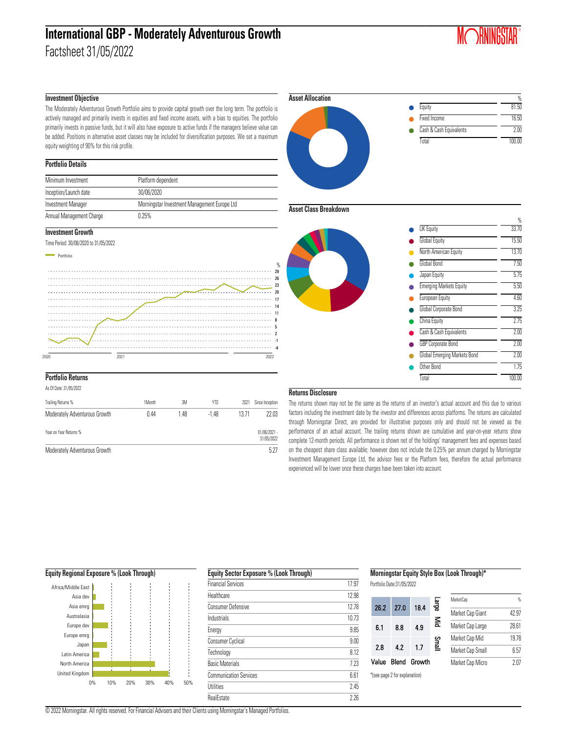# International GBP - Moderately Adventurous Growth

Factsheet 31/05/2022

### Investment Objective

The Moderately Adventurous Growth Portfolio aims to provide capital growth over the long term. The portfolio is actively managed and primarily invests in equities and fixed income assets, with a bias to equities. The portfolio primarily invests in passive funds, but it will also have exposure to active funds if the managers believe value can be added. Positions in alternative asset classes may be included for diversification purposes. We set a maximum equity weighting of 90% for this risk profile.

### Portfolio Details

| | |
|---|---|
| Minimum Investment | Platform dependent |
| Inception/Launch date | 30/06/2020 |
| Investment Manager | Morningstar Investment Management Europe Ltd |
| Annual Management Charge | 0.25% |

### Investment Growth

Time Period: 30/06/2020 to 31/05/2022

Portfolio

### Portfolio Returns

As Of Date: 31/05/2022

| Trailing Returns % | 1Month | 3M | YTD | 2021 | Since Inception |
|---|---|---|---|---|---|
| Moderately Adventurous Growth | 0.44 | 1.48 | -1.48 | 13.71 | 22.03 |

| Year on Year Returns % | 01/06/2021 - 31/05/2022 |
|---|---|
| Moderately Adventurous Growth | 5.27 |

### Asset Allocation

| | % |
|---|---|
| Equity | 81.50 |
| Fixed Income | 16.50 |
| Cash & Cash Equivalents | 2.00 |
| Total | 100.00 |

### Asset Class Breakdown

| | % |
|---|---|
| UK Equity | 33.70 |
| Global Equity | 15.50 |
| North American Equity | 13.70 |
| Global Bond | 7.50 |
| Japan Equity | 5.75 |
| Emerging Markets Equity | 5.50 |
| European Equity | 4.60 |
| Global Corporate Bond | 3.25 |
| China Equity | 2.75 |
| Cash & Cash Equivalents | 2.00 |
| GBP Corporate Bond | 2.00 |
| Global Emerging Markets Bond | 2.00 |
| Other Bond | 1.75 |
| Total | 100.00 |

### Returns Disclosure

The returns shown may not be the same as the returns of an investor's actual account and this due to various factors including the investment date by the investor and differences across platforms. The returns are calculated through Morningstar Direct, are provided for illustrative purposes only and should not be viewed as the performance of an actual account. The trailing returns shown are cumulative and year-on-year returns show complete 12-month periods. All performance is shown net of the holdings' management fees and expenses based on the cheapest share class available; however does not include the 0.25% per annum charged by Morningstar Investment Management Europe Ltd, the advisor fees or the Platform fees, therefore the actual performance experienced will be lower once these charges have been taken into account.

### Equity Regional Exposure % (Look Through)

Africa/Middle East, Asia dev, Asia emrg, Australasia, Europe dev, Europe emrg, Japan, Latin America, North America, United Kingdom

### Equity Sector Exposure % (Look Through)

| | |
|---|---|
| Financial Services | 17.97 |
| Healthcare | 12.98 |
| Consumer Defensive | 12.78 |
| Industrials | 10.73 |
| Energy | 9.85 |
| Consumer Cyclical | 9.00 |
| Technology | 8.12 |
| Basic Materials | 7.23 |
| Communication Services | 6.61 |
| Utilities | 2.45 |
| RealEstate | 2.26 |

### Morningstar Equity Style Box (Look Through)*

Portfolio Date:31/05/2022

| | Value | Blend | Growth |
|---|---|---|---|
| Large | 26.2 | 27.0 | 18.4 |
| Mid | 6.1 | 8.8 | 4.9 |
| Small | 2.8 | 4.2 | 1.7 |

*(see page 2 for explanation)

| MarketCap | % |
|---|---|
| Market Cap Giant | 42.97 |
| Market Cap Large | 28.61 |
| Market Cap Mid | 19.78 |
| Market Cap Small | 6.57 |
| Market Cap Micro | 2.07 |

© 2022 Morningstar. All rights reserved. For Financial Advisers and their Clients using Morningstar's Managed Portfolios.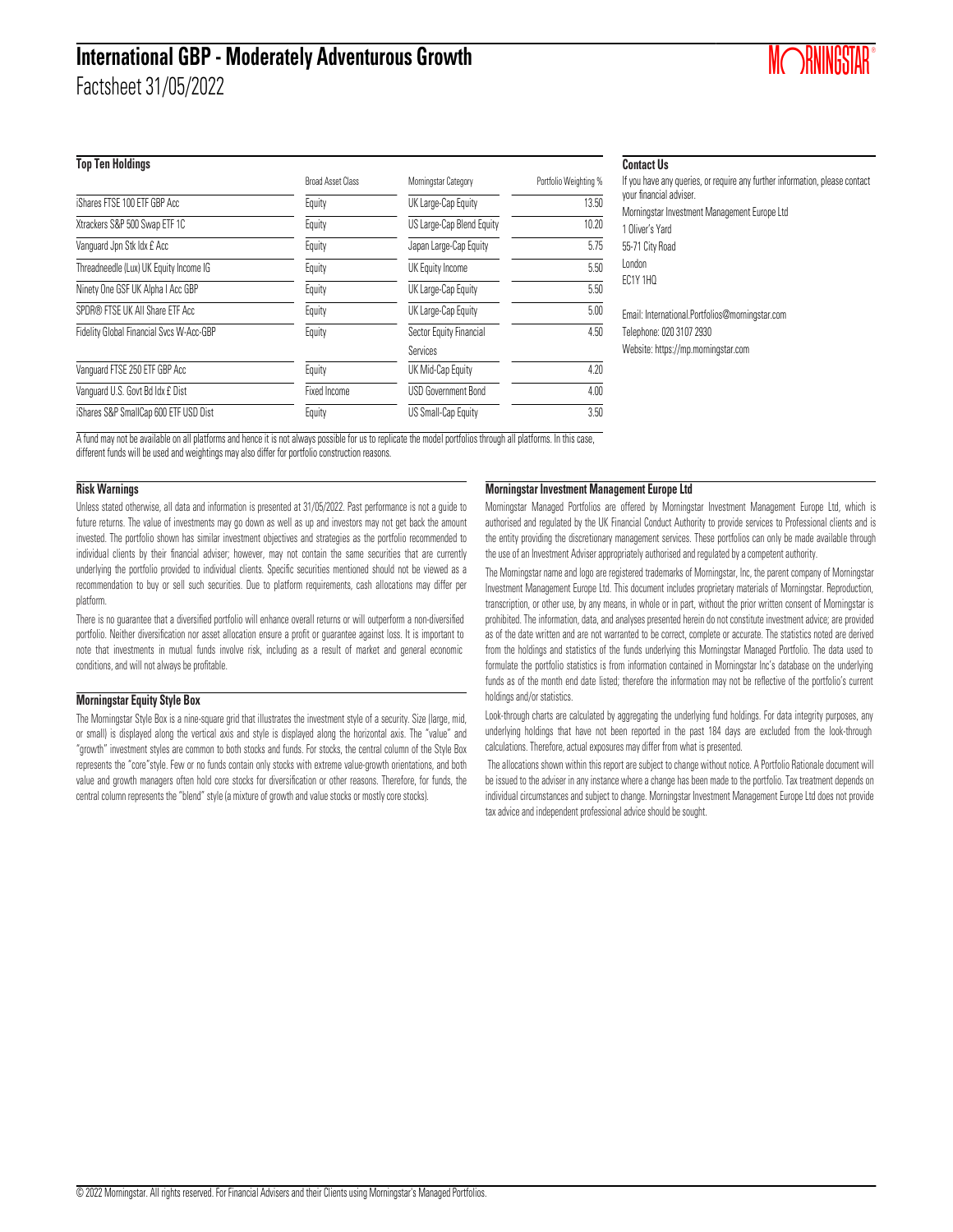# International GBP - Moderately Adventurous Growth

Factsheet 31/05/2022

## Top Ten Holdings

| | Broad Asset Class | Morningstar Category | Portfolio Weighting % |
|---|---|---|---|
| iShares FTSE 100 ETF GBP Acc | Equity | UK Large-Cap Equity | 13.50 |
| Xtrackers S&P 500 Swap ETF 1C | Equity | US Large-Cap Blend Equity | 10.20 |
| Vanguard Jpn Stk Idx £ Acc | Equity | Japan Large-Cap Equity | 5.75 |
| Threadneedle (Lux) UK Equity Income IG | Equity | UK Equity Income | 5.50 |
| Ninety One GSF UK Alpha I Acc GBP | Equity | UK Large-Cap Equity | 5.50 |
| SPDR® FTSE UK All Share ETF Acc | Equity | UK Large-Cap Equity | 5.00 |
| Fidelity Global Financial Svcs W-Acc-GBP | Equity | Sector Equity Financial Services | 4.50 |
| Vanguard FTSE 250 ETF GBP Acc | Equity | UK Mid-Cap Equity | 4.20 |
| Vanguard U.S. Govt Bd Idx £ Dist | Fixed Income | USD Government Bond | 4.00 |
| iShares S&P SmallCap 600 ETF USD Dist | Equity | US Small-Cap Equity | 3.50 |

A fund may not be available on all platforms and hence it is not always possible for us to replicate the model portfolios through all platforms. In this case, different funds will be used and weightings may also differ for portfolio construction reasons.

## Contact Us

If you have any queries, or require any further information, please contact your financial adviser.

Morningstar Investment Management Europe Ltd
1 Oliver's Yard
55-71 City Road
London
EC1Y 1HQ

Email: International.Portfolios@morningstar.com
Telephone: 020 3107 2930
Website: https://mp.morningstar.com

## Risk Warnings

Unless stated otherwise, all data and information is presented at 31/05/2022. Past performance is not a guide to future returns. The value of investments may go down as well as up and investors may not get back the amount invested. The portfolio shown has similar investment objectives and strategies as the portfolio recommended to individual clients by their financial adviser; however, may not contain the same securities that are currently underlying the portfolio provided to individual clients. Specific securities mentioned should not be viewed as a recommendation to buy or sell such securities. Due to platform requirements, cash allocations may differ per platform.

There is no guarantee that a diversified portfolio will enhance overall returns or will outperform a non-diversified portfolio. Neither diversification nor asset allocation ensure a profit or guarantee against loss. It is important to note that investments in mutual funds involve risk, including as a result of market and general economic conditions, and will not always be profitable.

## Morningstar Equity Style Box

The Morningstar Style Box is a nine-square grid that illustrates the investment style of a security. Size (large, mid, or small) is displayed along the vertical axis and style is displayed along the horizontal axis. The "value" and "growth" investment styles are common to both stocks and funds. For stocks, the central column of the Style Box represents the "core" style. Few or no funds contain only stocks with extreme value-growth orientations, and both value and growth managers often hold core stocks for diversification or other reasons. Therefore, for funds, the central column represents the "blend" style (a mixture of growth and value stocks or mostly core stocks).

## Morningstar Investment Management Europe Ltd

Morningstar Managed Portfolios are offered by Morningstar Investment Management Europe Ltd, which is authorised and regulated by the UK Financial Conduct Authority to provide services to Professional clients and is the entity providing the discretionary management services. These portfolios can only be made available through the use of an Investment Adviser appropriately authorised and regulated by a competent authority.

The Morningstar name and logo are registered trademarks of Morningstar, Inc, the parent company of Morningstar Investment Management Europe Ltd. This document includes proprietary materials of Morningstar. Reproduction, transcription, or other use, by any means, in whole or in part, without the prior written consent of Morningstar is prohibited. The information, data, and analyses presented herein do not constitute investment advice; are provided as of the date written and are not warranted to be correct, complete or accurate. The statistics noted are derived from the holdings and statistics of the funds underlying this Morningstar Managed Portfolio. The data used to formulate the portfolio statistics is from information contained in Morningstar Inc's database on the underlying funds as of the month end date listed; therefore the information may not be reflective of the portfolio's current holdings and/or statistics.

Look-through charts are calculated by aggregating the underlying fund holdings. For data integrity purposes, any underlying holdings that have not been reported in the past 184 days are excluded from the look-through calculations. Therefore, actual exposures may differ from what is presented.

The allocations shown within this report are subject to change without notice. A Portfolio Rationale document will be issued to the adviser in any instance where a change has been made to the portfolio. Tax treatment depends on individual circumstances and subject to change. Morningstar Investment Management Europe Ltd does not provide tax advice and independent professional advice should be sought.

© 2022 Morningstar. All rights reserved. For Financial Advisers and their Clients using Morningstar's Managed Portfolios.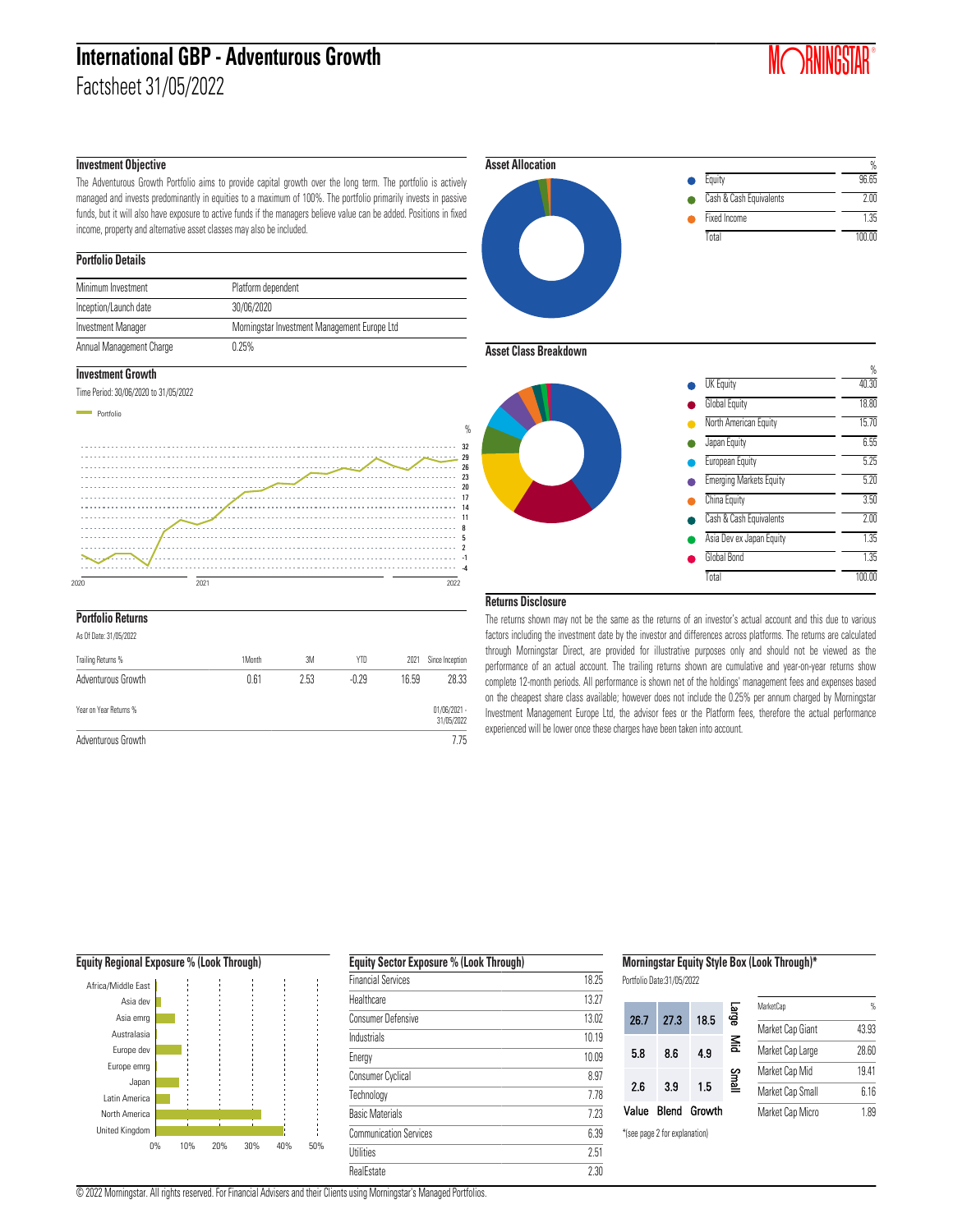# International GBP - Adventurous Growth

Factsheet 31/05/2022

### Investment Objective

The Adventurous Growth Portfolio aims to provide capital growth over the long term. The portfolio is actively managed and invests predominantly in equities to a maximum of 100%. The portfolio primarily invests in passive funds, but it will also have exposure to active funds if the managers believe value can be added. Positions in fixed income, property and alternative asset classes may also be included.

### Portfolio Details

| | |
|---|---|
| Minimum Investment | Platform dependent |
| Inception/Launch date | 30/06/2020 |
| Investment Manager | Morningstar Investment Management Europe Ltd |
| Annual Management Charge | 0.25% |

### Investment Growth

Time Period: 30/06/2020 to 31/05/2022

### Asset Allocation

| | % |
|---|---|
| Equity | 96.65 |
| Cash & Cash Equivalents | 2.00 |
| Fixed Income | 1.35 |
| Total | 100.00 |

### Asset Class Breakdown

| | % |
|---|---|
| UK Equity | 40.30 |
| Global Equity | 18.80 |
| North American Equity | 15.70 |
| Japan Equity | 6.55 |
| European Equity | 5.25 |
| Emerging Markets Equity | 5.20 |
| China Equity | 3.50 |
| Cash & Cash Equivalents | 2.00 |
| Asia Dev ex Japan Equity | 1.35 |
| Global Bond | 1.35 |
| Total | 100.00 |

### Portfolio Returns

As Of Date: 31/05/2022

| Trailing Returns % | 1Month | 3M | YTD | 2021 | Since Inception |
|---|---|---|---|---|---|
| Adventurous Growth | 0.61 | 2.53 | -0.29 | 16.59 | 28.33 |

| Year on Year Returns % | 01/06/2021 - 31/05/2022 |
|---|---|
| Adventurous Growth | 7.75 |

### Returns Disclosure

The returns shown may not be the same as the returns of an investor's actual account and this due to various factors including the investment date by the investor and differences across platforms. The returns are calculated through Morningstar Direct, are provided for illustrative purposes only and should not be viewed as the performance of an actual account. The trailing returns shown are cumulative and year-on-year returns show complete 12-month periods. All performance is shown net of the holdings' management fees and expenses based on the cheapest share class available; however does not include the 0.25% per annum charged by Morningstar Investment Management Europe Ltd, the advisor fees or the Platform fees, therefore the actual performance experienced will be lower once these charges have been taken into account.

### Equity Regional Exposure % (Look Through)

Africa/Middle East, Asia dev, Asia emrg, Australasia, Europe dev, Europe emrg, Japan, Latin America, North America, United Kingdom

### Equity Sector Exposure % (Look Through)

| | |
|---|---|
| Financial Services | 18.25 |
| Healthcare | 13.27 |
| Consumer Defensive | 13.02 |
| Industrials | 10.19 |
| Energy | 10.09 |
| Consumer Cyclical | 8.97 |
| Technology | 7.78 |
| Basic Materials | 7.23 |
| Communication Services | 6.39 |
| Utilities | 2.51 |
| RealEstate | 2.30 |

### Morningstar Equity Style Box (Look Through)*

Portfolio Date:31/05/2022

| | Value | Blend | Growth |
|---|---|---|---|
| Large | 26.7 | 27.3 | 18.5 |
| Mid | 5.8 | 8.6 | 4.9 |
| Small | 2.6 | 3.9 | 1.5 |

| MarketCap | % |
|---|---|
| Market Cap Giant | 43.93 |
| Market Cap Large | 28.60 |
| Market Cap Mid | 19.41 |
| Market Cap Small | 6.16 |
| Market Cap Micro | 1.89 |

*(see page 2 for explanation)

© 2022 Morningstar. All rights reserved. For Financial Advisers and their Clients using Morningstar's Managed Portfolios.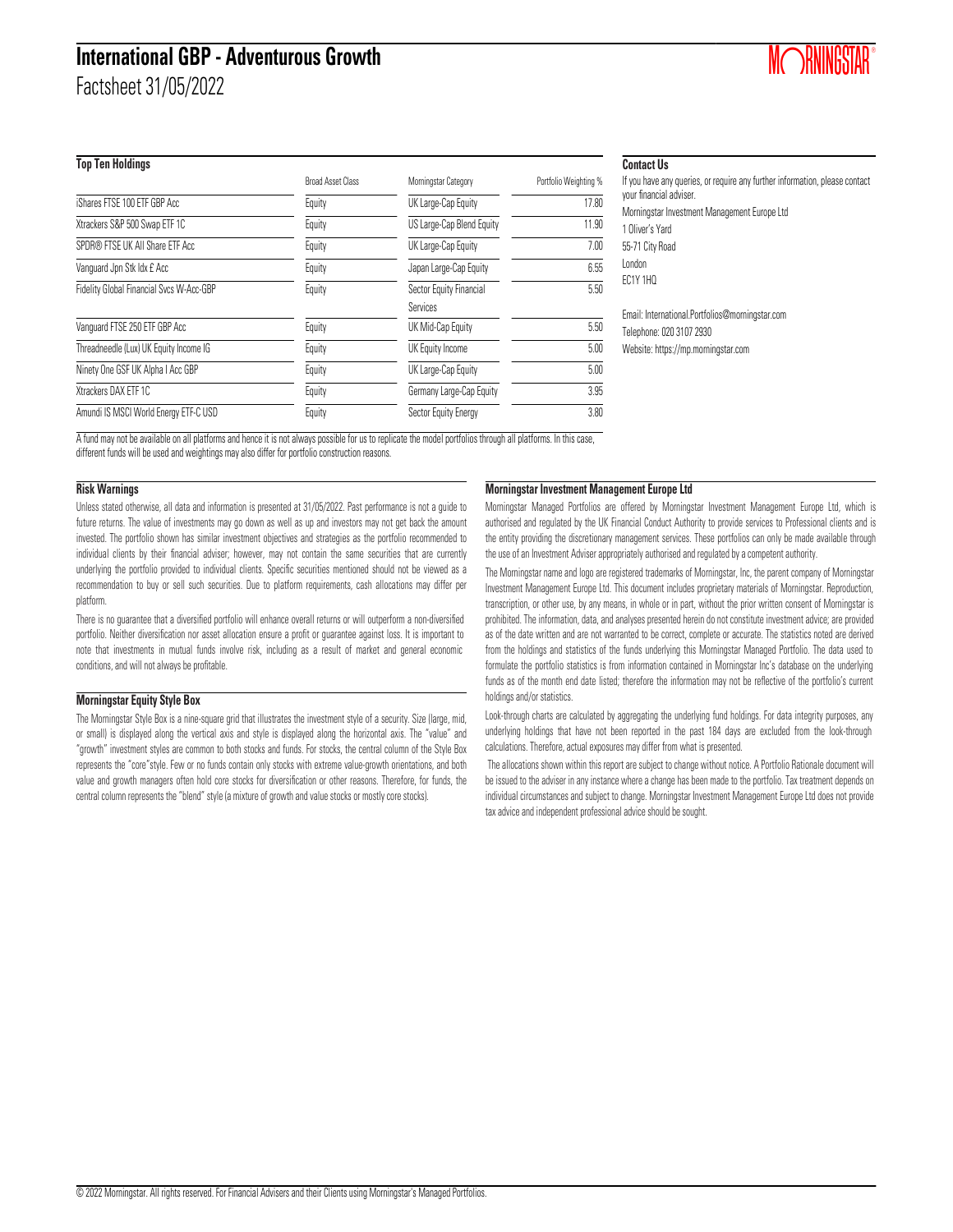# International GBP - Adventurous Growth

Factsheet 31/05/2022

### Top Ten Holdings

| | Broad Asset Class | Morningstar Category | Portfolio Weighting % |
|---|---|---|---|
| iShares FTSE 100 ETF GBP Acc | Equity | UK Large-Cap Equity | 17.80 |
| Xtrackers S&P 500 Swap ETF 1C | Equity | US Large-Cap Blend Equity | 11.90 |
| SPDR® FTSE UK All Share ETF Acc | Equity | UK Large-Cap Equity | 7.00 |
| Vanguard Jpn Stk Idx £ Acc | Equity | Japan Large-Cap Equity | 6.55 |
| Fidelity Global Financial Svcs W-Acc-GBP | Equity | Sector Equity Financial Services | 5.50 |
| Vanguard FTSE 250 ETF GBP Acc | Equity | UK Mid-Cap Equity | 5.50 |
| Threadneedle (Lux) UK Equity Income IG | Equity | UK Equity Income | 5.00 |
| Ninety One GSF UK Alpha I Acc GBP | Equity | UK Large-Cap Equity | 5.00 |
| Xtrackers DAX ETF 1C | Equity | Germany Large-Cap Equity | 3.95 |
| Amundi IS MSCI World Energy ETF-C USD | Equity | Sector Equity Energy | 3.80 |

A fund may not be available on all platforms and hence it is not always possible for us to replicate the model portfolios through all platforms. In this case, different funds will be used and weightings may also differ for portfolio construction reasons.

### Contact Us

If you have any queries, or require any further information, please contact your financial adviser.

Morningstar Investment Management Europe Ltd
1 Oliver's Yard
55-71 City Road
London
EC1Y 1HQ

Email: International.Portfolios@morningstar.com
Telephone: 020 3107 2930
Website: https://mp.morningstar.com

### Risk Warnings

Unless stated otherwise, all data and information is presented at 31/05/2022. Past performance is not a guide to future returns. The value of investments may go down as well as up and investors may not get back the amount invested. The portfolio shown has similar investment objectives and strategies as the portfolio recommended to individual clients by their financial adviser; however, may not contain the same securities that are currently underlying the portfolio provided to individual clients. Specific securities mentioned should not be viewed as a recommendation to buy or sell such securities. Due to platform requirements, cash allocations may differ per platform.

There is no guarantee that a diversified portfolio will enhance overall returns or will outperform a non-diversified portfolio. Neither diversification nor asset allocation ensure a profit or guarantee against loss. It is important to note that investments in mutual funds involve risk, including as a result of market and general economic conditions, and will not always be profitable.

### Morningstar Equity Style Box

The Morningstar Style Box is a nine-square grid that illustrates the investment style of a security. Size (large, mid, or small) is displayed along the vertical axis and style is displayed along the horizontal axis. The "value" and "growth" investment styles are common to both stocks and funds. For stocks, the central column of the Style Box represents the "core"style. Few or no funds contain only stocks with extreme value-growth orientations, and both value and growth managers often hold core stocks for diversification or other reasons. Therefore, for funds, the central column represents the "blend" style (a mixture of growth and value stocks or mostly core stocks).

### Morningstar Investment Management Europe Ltd

Morningstar Managed Portfolios are offered by Morningstar Investment Management Europe Ltd, which is authorised and regulated by the UK Financial Conduct Authority to provide services to Professional clients and is the entity providing the discretionary management services. These portfolios can only be made available through the use of an Investment Adviser appropriately authorised and regulated by a competent authority.

The Morningstar name and logo are registered trademarks of Morningstar, Inc, the parent company of Morningstar Investment Management Europe Ltd. This document includes proprietary materials of Morningstar. Reproduction, transcription, or other use, by any means, in whole or in part, without the prior written consent of Morningstar is prohibited. The information, data, and analyses presented herein do not constitute investment advice; are provided as of the date written and are not warranted to be correct, complete or accurate. The statistics noted are derived from the holdings and statistics of the funds underlying this Morningstar Managed Portfolio. The data used to formulate the portfolio statistics is from information contained in Morningstar Inc's database on the underlying funds as of the month end date listed; therefore the information may not be reflective of the portfolio's current holdings and/or statistics.

Look-through charts are calculated by aggregating the underlying fund holdings. For data integrity purposes, any underlying holdings that have not been reported in the past 184 days are excluded from the look-through calculations. Therefore, actual exposures may differ from what is presented.

The allocations shown within this report are subject to change without notice. A Portfolio Rationale document will be issued to the adviser in any instance where a change has been made to the portfolio. Tax treatment depends on individual circumstances and subject to change. Morningstar Investment Management Europe Ltd does not provide tax advice and independent professional advice should be sought.

© 2022 Morningstar. All rights reserved. For Financial Advisers and their Clients using Morningstar's Managed Portfolios.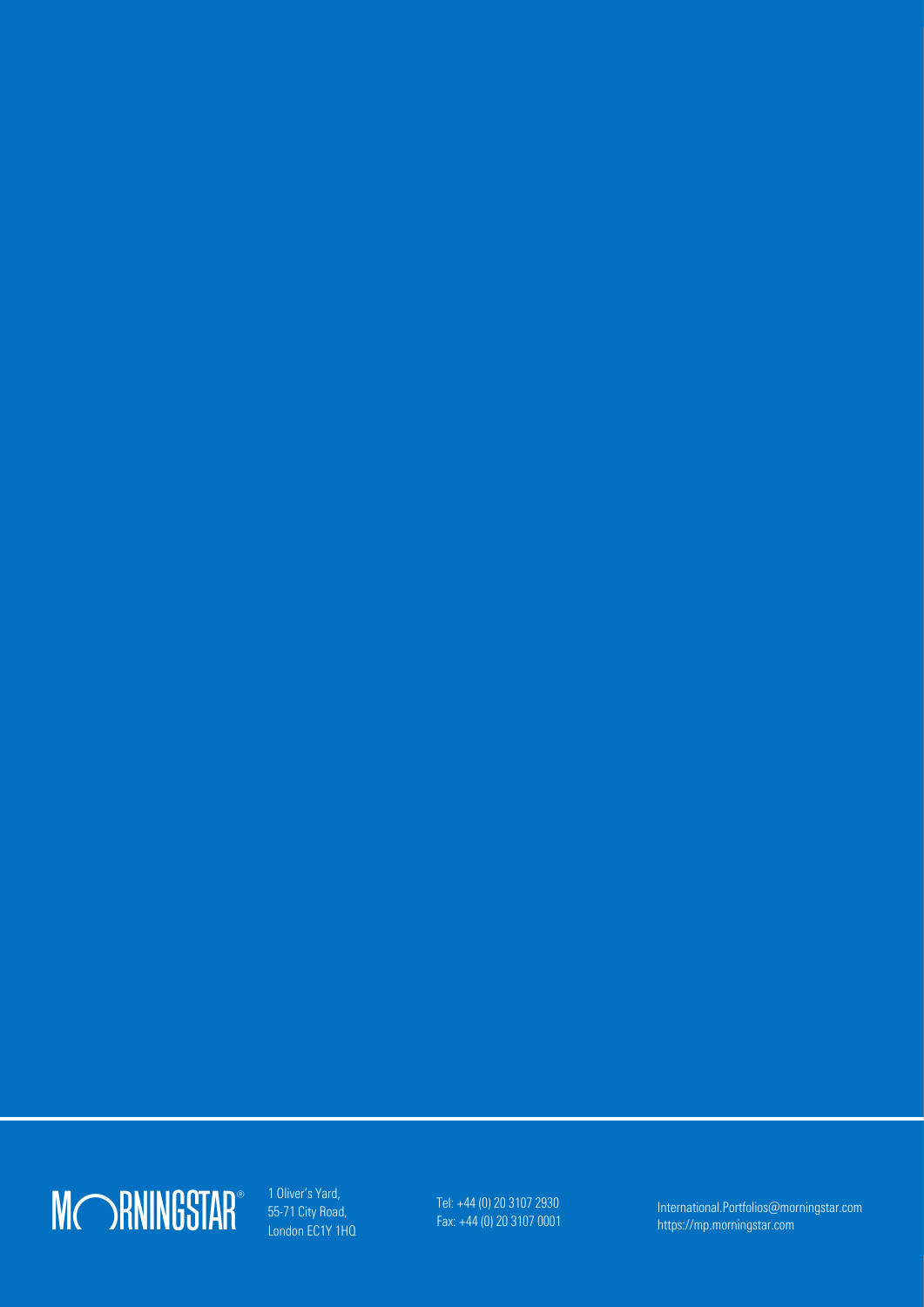MORNINGSTAR®

1 Oliver's Yard,
55-71 City Road,
London EC1Y 1HQ

Tel: +44 (0) 20 3107 2930
Fax: +44 (0) 20 3107 0001

International.Portfolios@morningstar.com
https://mp.morningstar.com